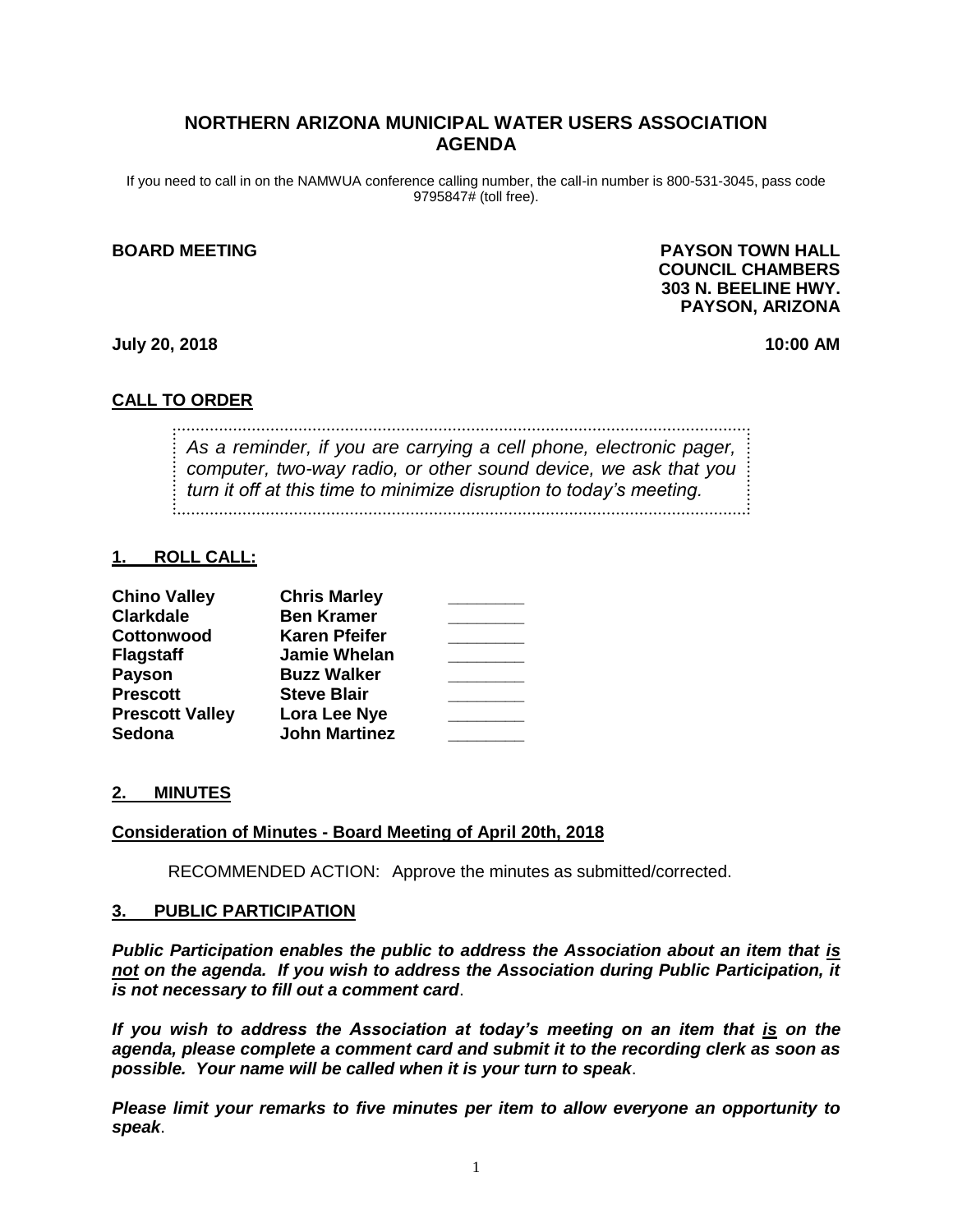# NORTHERN ARIZONA MUNICIPAL WATER USERS ASSOCIATION AGENDA

If you need to call in on the NAMWUA conference calling number, the call-in number is 800-531-3045, pass code 9795847# (toll free).

**BOARD MEETING**

**PAYSON TOWN HALL**
**COUNCIL CHAMBERS**
**303 N. BEELINE HWY.**
**PAYSON, ARIZONA**

**July 20, 2018** **10:00 AM**

## CALL TO ORDER

*As a reminder, if you are carrying a cell phone, electronic pager, computer, two-way radio, or other sound device, we ask that you turn it off at this time to minimize disruption to today's meeting.*

## 1. ROLL CALL:

| | | |
|---|---|---|
| **Chino Valley** | **Chris Marley** | ________ |
| **Clarkdale** | **Ben Kramer** | ________ |
| **Cottonwood** | **Karen Pfeifer** | ________ |
| **Flagstaff** | **Jamie Whelan** | ________ |
| **Payson** | **Buzz Walker** | ________ |
| **Prescott** | **Steve Blair** | ________ |
| **Prescott Valley** | **Lora Lee Nye** | ________ |
| **Sedona** | **John Martinez** | ________ |

## 2. MINUTES

**Consideration of Minutes - Board Meeting of April 20th, 2018**

RECOMMENDED ACTION: Approve the minutes as submitted/corrected.

## 3. PUBLIC PARTICIPATION

***Public Participation enables the public to address the Association about an item that is not on the agenda. If you wish to address the Association during Public Participation, it is not necessary to fill out a comment card*.**

***If you wish to address the Association at today's meeting on an item that is on the agenda, please complete a comment card and submit it to the recording clerk as soon as possible. Your name will be called when it is your turn to speak*.**

***Please limit your remarks to five minutes per item to allow everyone an opportunity to speak*.**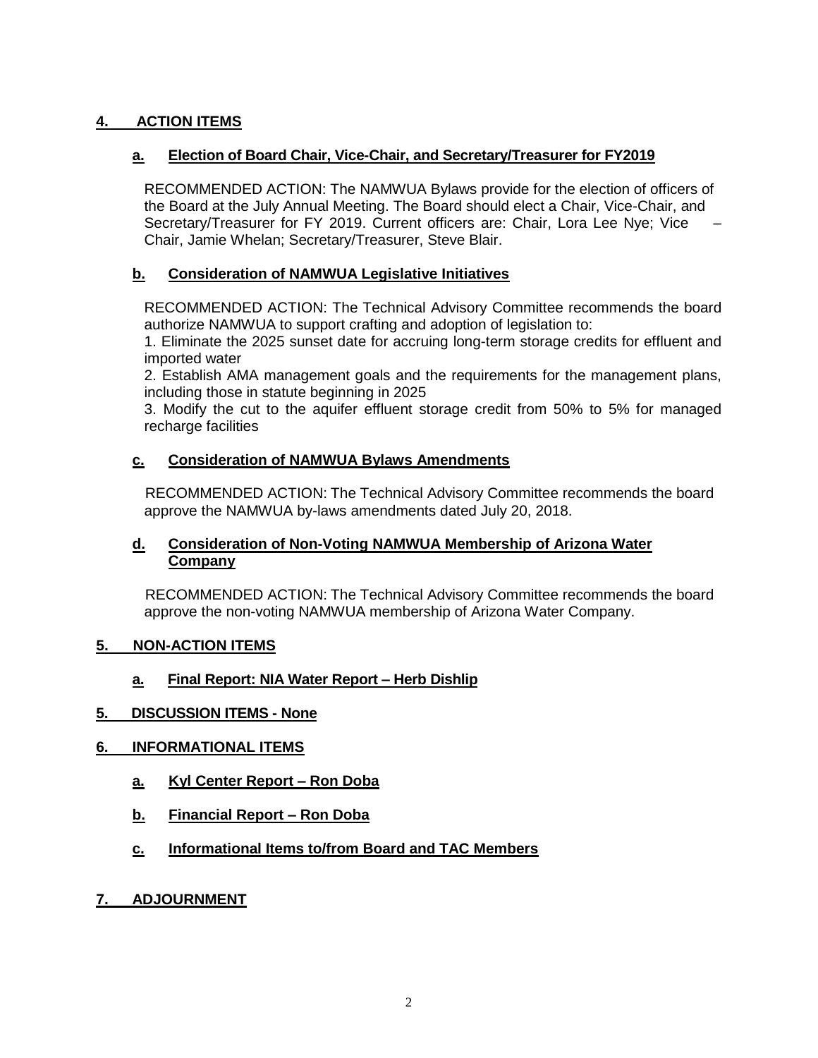## 4. ACTION ITEMS

### a. Election of Board Chair, Vice-Chair, and Secretary/Treasurer for FY2019

RECOMMENDED ACTION: The NAMWUA Bylaws provide for the election of officers of the Board at the July Annual Meeting. The Board should elect a Chair, Vice-Chair, and Secretary/Treasurer for FY 2019. Current officers are: Chair, Lora Lee Nye; Vice – Chair, Jamie Whelan; Secretary/Treasurer, Steve Blair.

### b. Consideration of NAMWUA Legislative Initiatives

RECOMMENDED ACTION: The Technical Advisory Committee recommends the board authorize NAMWUA to support crafting and adoption of legislation to:

1. Eliminate the 2025 sunset date for accruing long-term storage credits for effluent and imported water
2. Establish AMA management goals and the requirements for the management plans, including those in statute beginning in 2025
3. Modify the cut to the aquifer effluent storage credit from 50% to 5% for managed recharge facilities

### c. Consideration of NAMWUA Bylaws Amendments

RECOMMENDED ACTION: The Technical Advisory Committee recommends the board approve the NAMWUA by-laws amendments dated July 20, 2018.

### d. Consideration of Non-Voting NAMWUA Membership of Arizona Water Company

RECOMMENDED ACTION: The Technical Advisory Committee recommends the board approve the non-voting NAMWUA membership of Arizona Water Company.

## 5. NON-ACTION ITEMS

### a. Final Report: NIA Water Report – Herb Dishlip

## 5. DISCUSSION ITEMS - None

## 6. INFORMATIONAL ITEMS

### a. Kyl Center Report – Ron Doba

### b. Financial Report – Ron Doba

### c. Informational Items to/from Board and TAC Members

## 7. ADJOURNMENT